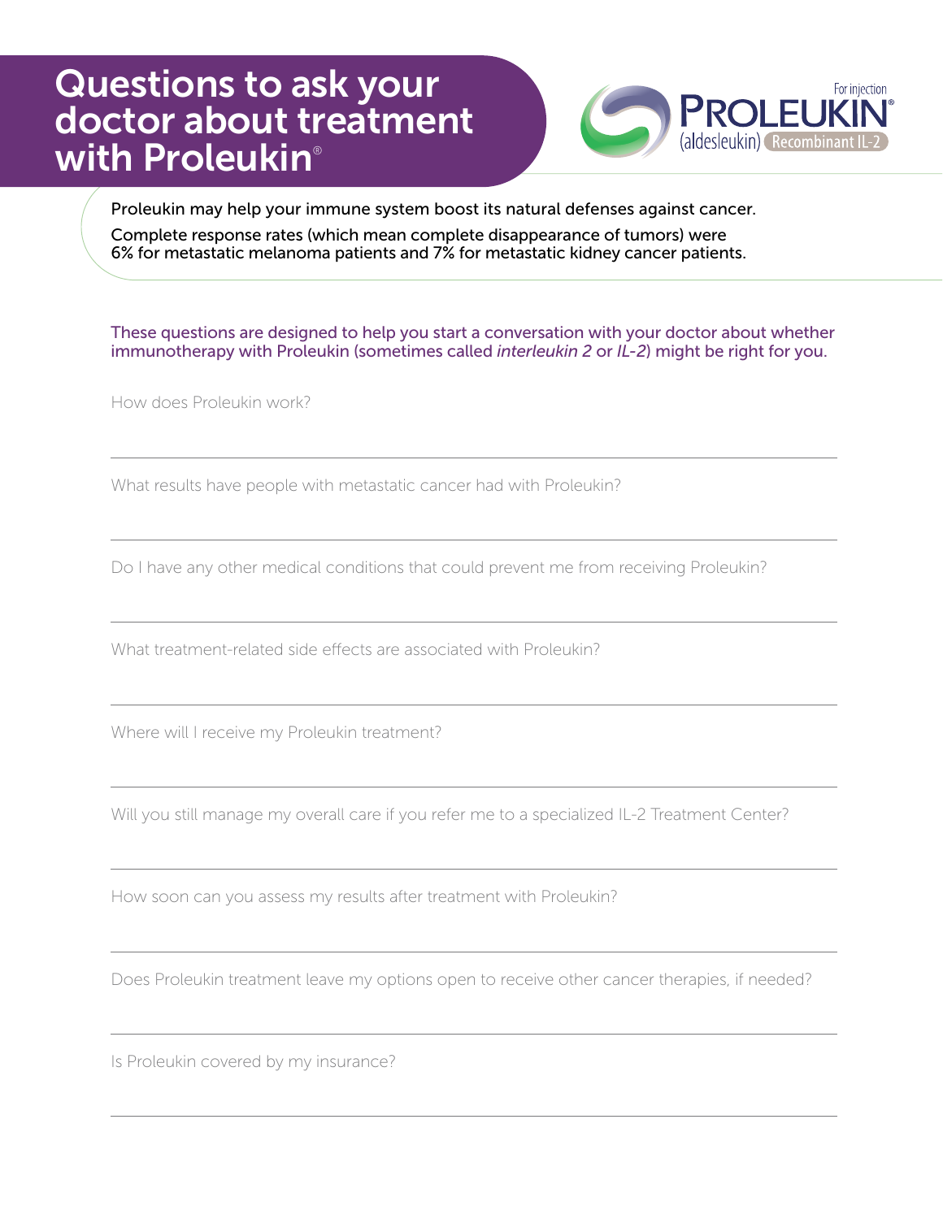# Questions to ask your doctor about treatment with Proleukin®

For injection

PROLEUKIN®
(aldesleukin) Recombinant IL-2

Proleukin may help your immune system boost its natural defenses against cancer.

Complete response rates (which mean complete disappearance of tumors) were 6% for metastatic melanoma patients and 7% for metastatic kidney cancer patients.

These questions are designed to help you start a conversation with your doctor about whether immunotherapy with Proleukin (sometimes called *interleukin 2* or *IL-2*) might be right for you.

How does Proleukin work?

---

What results have people with metastatic cancer had with Proleukin?

---

Do I have any other medical conditions that could prevent me from receiving Proleukin?

---

What treatment-related side effects are associated with Proleukin?

---

Where will I receive my Proleukin treatment?

---

Will you still manage my overall care if you refer me to a specialized IL-2 Treatment Center?

---

How soon can you assess my results after treatment with Proleukin?

---

Does Proleukin treatment leave my options open to receive other cancer therapies, if needed?

---

Is Proleukin covered by my insurance?

---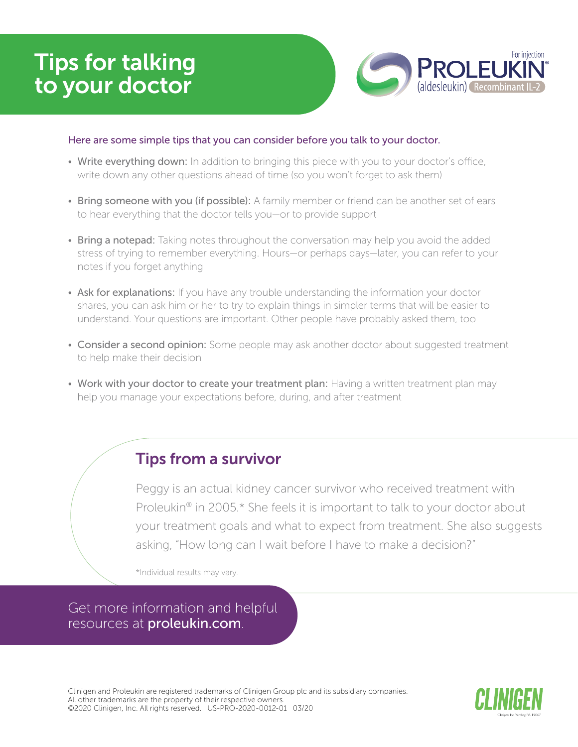# Tips for talking to your doctor

PROLEUKIN® (aldesleukin) For injection Recombinant IL-2

Here are some simple tips that you can consider before you talk to your doctor.

- **Write everything down:** In addition to bringing this piece with you to your doctor's office, write down any other questions ahead of time (so you won't forget to ask them)
- **Bring someone with you (if possible):** A family member or friend can be another set of ears to hear everything that the doctor tells you—or to provide support
- **Bring a notepad:** Taking notes throughout the conversation may help you avoid the added stress of trying to remember everything. Hours—or perhaps days—later, you can refer to your notes if you forget anything
- **Ask for explanations:** If you have any trouble understanding the information your doctor shares, you can ask him or her to try to explain things in simpler terms that will be easier to understand. Your questions are important. Other people have probably asked them, too
- **Consider a second opinion:** Some people may ask another doctor about suggested treatment to help make their decision
- **Work with your doctor to create your treatment plan:** Having a written treatment plan may help you manage your expectations before, during, and after treatment

## Tips from a survivor

Peggy is an actual kidney cancer survivor who received treatment with Proleukin® in 2005.* She feels it is important to talk to your doctor about your treatment goals and what to expect from treatment. She also suggests asking, "How long can I wait before I have to make a decision?"

*Individual results may vary.

Get more information and helpful resources at **proleukin.com**.

Clinigen and Proleukin are registered trademarks of Clinigen Group plc and its subsidiary companies.
All other trademarks are the property of their respective owners.
©2020 Clinigen, Inc. All rights reserved. US-PRO-2020-0012-01 03/20

CLINIGEN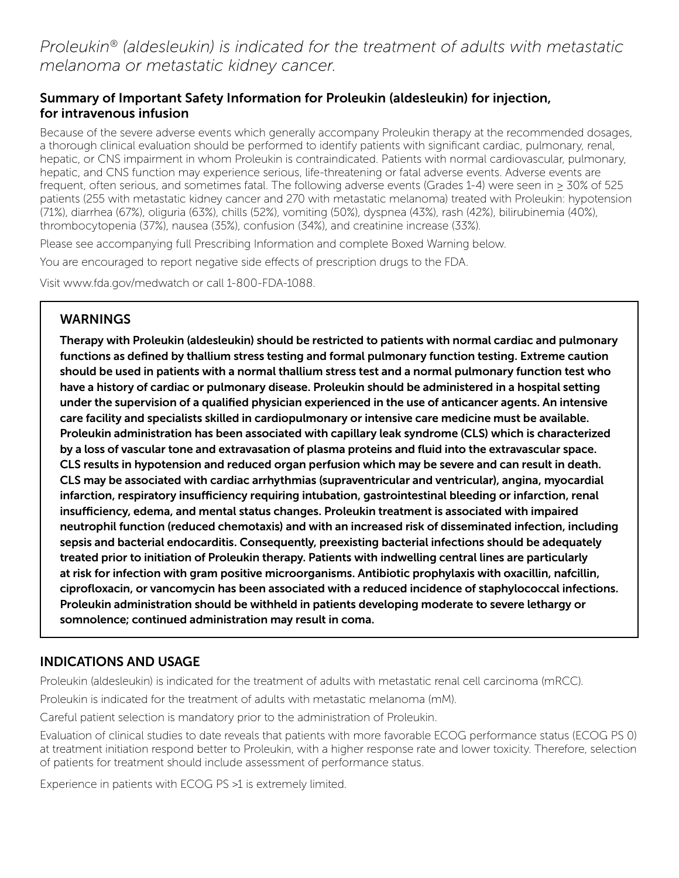*Proleukin® (aldesleukin) is indicated for the treatment of adults with metastatic melanoma or metastatic kidney cancer.*

## Summary of Important Safety Information for Proleukin (aldesleukin) for injection, for intravenous infusion

Because of the severe adverse events which generally accompany Proleukin therapy at the recommended dosages, a thorough clinical evaluation should be performed to identify patients with significant cardiac, pulmonary, renal, hepatic, or CNS impairment in whom Proleukin is contraindicated. Patients with normal cardiovascular, pulmonary, hepatic, and CNS function may experience serious, life-threatening or fatal adverse events. Adverse events are frequent, often serious, and sometimes fatal. The following adverse events (Grades 1-4) were seen in ≥ 30% of 525 patients (255 with metastatic kidney cancer and 270 with metastatic melanoma) treated with Proleukin: hypotension (71%), diarrhea (67%), oliguria (63%), chills (52%), vomiting (50%), dyspnea (43%), rash (42%), bilirubinemia (40%), thrombocytopenia (37%), nausea (35%), confusion (34%), and creatinine increase (33%).

Please see accompanying full Prescribing Information and complete Boxed Warning below.

You are encouraged to report negative side effects of prescription drugs to the FDA.

Visit www.fda.gov/medwatch or call 1-800-FDA-1088.

## WARNINGS

**Therapy with Proleukin (aldesleukin) should be restricted to patients with normal cardiac and pulmonary functions as defined by thallium stress testing and formal pulmonary function testing. Extreme caution should be used in patients with a normal thallium stress test and a normal pulmonary function test who have a history of cardiac or pulmonary disease. Proleukin should be administered in a hospital setting under the supervision of a qualified physician experienced in the use of anticancer agents. An intensive care facility and specialists skilled in cardiopulmonary or intensive care medicine must be available. Proleukin administration has been associated with capillary leak syndrome (CLS) which is characterized by a loss of vascular tone and extravasation of plasma proteins and fluid into the extravascular space. CLS results in hypotension and reduced organ perfusion which may be severe and can result in death. CLS may be associated with cardiac arrhythmias (supraventricular and ventricular), angina, myocardial infarction, respiratory insufficiency requiring intubation, gastrointestinal bleeding or infarction, renal insufficiency, edema, and mental status changes. Proleukin treatment is associated with impaired neutrophil function (reduced chemotaxis) and with an increased risk of disseminated infection, including sepsis and bacterial endocarditis. Consequently, preexisting bacterial infections should be adequately treated prior to initiation of Proleukin therapy. Patients with indwelling central lines are particularly at risk for infection with gram positive microorganisms. Antibiotic prophylaxis with oxacillin, nafcillin, ciprofloxacin, or vancomycin has been associated with a reduced incidence of staphylococcal infections. Proleukin administration should be withheld in patients developing moderate to severe lethargy or somnolence; continued administration may result in coma.**

## INDICATIONS AND USAGE

Proleukin (aldesleukin) is indicated for the treatment of adults with metastatic renal cell carcinoma (mRCC).

Proleukin is indicated for the treatment of adults with metastatic melanoma (mM).

Careful patient selection is mandatory prior to the administration of Proleukin.

Evaluation of clinical studies to date reveals that patients with more favorable ECOG performance status (ECOG PS 0) at treatment initiation respond better to Proleukin, with a higher response rate and lower toxicity. Therefore, selection of patients for treatment should include assessment of performance status.

Experience in patients with ECOG PS >1 is extremely limited.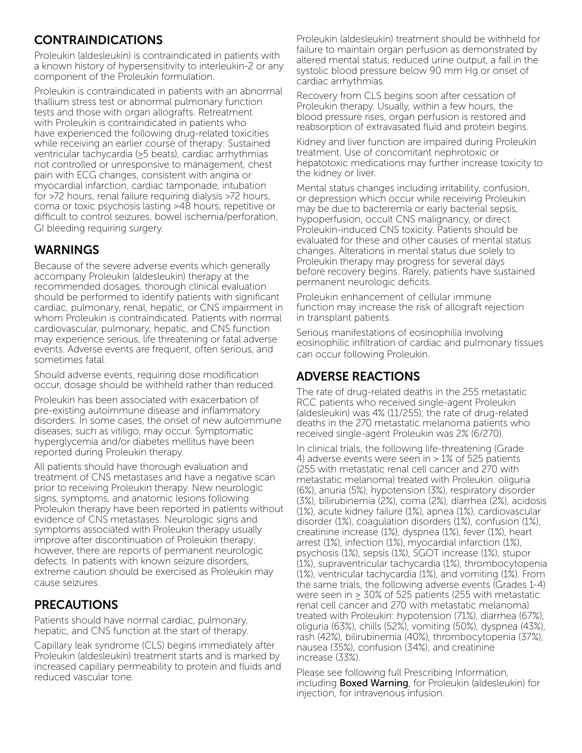## CONTRAINDICATIONS

Proleukin (aldesleukin) is contraindicated in patients with a known history of hypersensitivity to interleukin-2 or any component of the Proleukin formulation.

Proleukin is contraindicated in patients with an abnormal thallium stress test or abnormal pulmonary function tests and those with organ allografts. Retreatment with Proleukin is contraindicated in patients who have experienced the following drug-related toxicities while receiving an earlier course of therapy: Sustained ventricular tachycardia (≥5 beats), cardiac arrhythmias not controlled or unresponsive to management, chest pain with ECG changes, consistent with angina or myocardial infarction, cardiac tamponade, intubation for >72 hours, renal failure requiring dialysis >72 hours, coma or toxic psychosis lasting >48 hours, repetitive or difficult to control seizures, bowel ischemia/perforation, GI bleeding requiring surgery.

## WARNINGS

Because of the severe adverse events which generally accompany Proleukin (aldesleukin) therapy at the recommended dosages, thorough clinical evaluation should be performed to identify patients with significant cardiac, pulmonary, renal, hepatic, or CNS impairment in whom Proleukin is contraindicated. Patients with normal cardiovascular, pulmonary, hepatic, and CNS function may experience serious, life threatening or fatal adverse events. Adverse events are frequent, often serious, and sometimes fatal.

Should adverse events, requiring dose modification occur, dosage should be withheld rather than reduced.

Proleukin has been associated with exacerbation of pre-existing autoimmune disease and inflammatory disorders. In some cases, the onset of new autoimmune diseases, such as vitiligo, may occur. Symptomatic hyperglycemia and/or diabetes mellitus have been reported during Proleukin therapy.

All patients should have thorough evaluation and treatment of CNS metastases and have a negative scan prior to receiving Proleukin therapy. New neurologic signs, symptoms, and anatomic lesions following Proleukin therapy have been reported in patients without evidence of CNS metastases. Neurologic signs and symptoms associated with Proleukin therapy usually improve after discontinuation of Proleukin therapy; however, there are reports of permanent neurologic defects. In patients with known seizure disorders, extreme caution should be exercised as Proleukin may cause seizures.

## PRECAUTIONS

Patients should have normal cardiac, pulmonary, hepatic, and CNS function at the start of therapy.

Capillary leak syndrome (CLS) begins immediately after Proleukin (aldesleukin) treatment starts and is marked by increased capillary permeability to protein and fluids and reduced vascular tone.

Proleukin (aldesleukin) treatment should be withheld for failure to maintain organ perfusion as demonstrated by altered mental status, reduced urine output, a fall in the systolic blood pressure below 90 mm Hg or onset of cardiac arrhythmias.

Recovery from CLS begins soon after cessation of Proleukin therapy. Usually, within a few hours, the blood pressure rises, organ perfusion is restored and reabsorption of extravasated fluid and protein begins.

Kidney and liver function are impaired during Proleukin treatment. Use of concomitant nephrotoxic or hepatotoxic medications may further increase toxicity to the kidney or liver.

Mental status changes including irritability, confusion, or depression which occur while receiving Proleukin may be due to bacteremia or early bacterial sepsis, hypoperfusion, occult CNS malignancy, or direct Proleukin-induced CNS toxicity. Patients should be evaluated for these and other causes of mental status changes. Alterations in mental status due solely to Proleukin therapy may progress for several days before recovery begins. Rarely, patients have sustained permanent neurologic deficits.

Proleukin enhancement of cellular immune function may increase the risk of allograft rejection in transplant patients.

Serious manifestations of eosinophilia involving eosinophilic infiltration of cardiac and pulmonary tissues can occur following Proleukin.

## ADVERSE REACTIONS

The rate of drug-related deaths in the 255 metastatic RCC patients who received single-agent Proleukin (aldesleukin) was 4% (11/255); the rate of drug-related deaths in the 270 metastatic melanoma patients who received single-agent Proleukin was 2% (6/270).

In clinical trials, the following life-threatening (Grade 4) adverse events were seen in > 1% of 525 patients (255 with metastatic renal cell cancer and 270 with metastatic melanoma) treated with Proleukin: oliguria (6%), anuria (5%), hypotension (3%), respiratory disorder (3%), bilirubinemia (2%), coma (2%), diarrhea (2%), acidosis (1%), acute kidney failure (1%), apnea (1%), cardiovascular disorder (1%), coagulation disorders (1%), confusion (1%), creatinine increase (1%), dyspnea (1%), fever (1%), heart arrest (1%), infection (1%), myocardial infarction (1%), psychosis (1%), sepsis (1%), SGOT increase (1%), stupor (1%), supraventricular tachycardia (1%), thrombocytopenia (1%), ventricular tachycardia (1%), and vomiting (1%). From the same trials, the following adverse events (Grades 1-4) were seen in ≥ 30% of 525 patients (255 with metastatic renal cell cancer and 270 with metastatic melanoma) treated with Proleukin: hypotension (71%), diarrhea (67%), oliguria (63%), chills (52%), vomiting (50%), dyspnea (43%), rash (42%), bilirubinemia (40%), thrombocytopenia (37%), nausea (35%), confusion (34%), and creatinine increase (33%).

Please see following full Prescribing Information, including **Boxed Warning**, for Proleukin (aldesleukin) for injection, for intravenous infusion.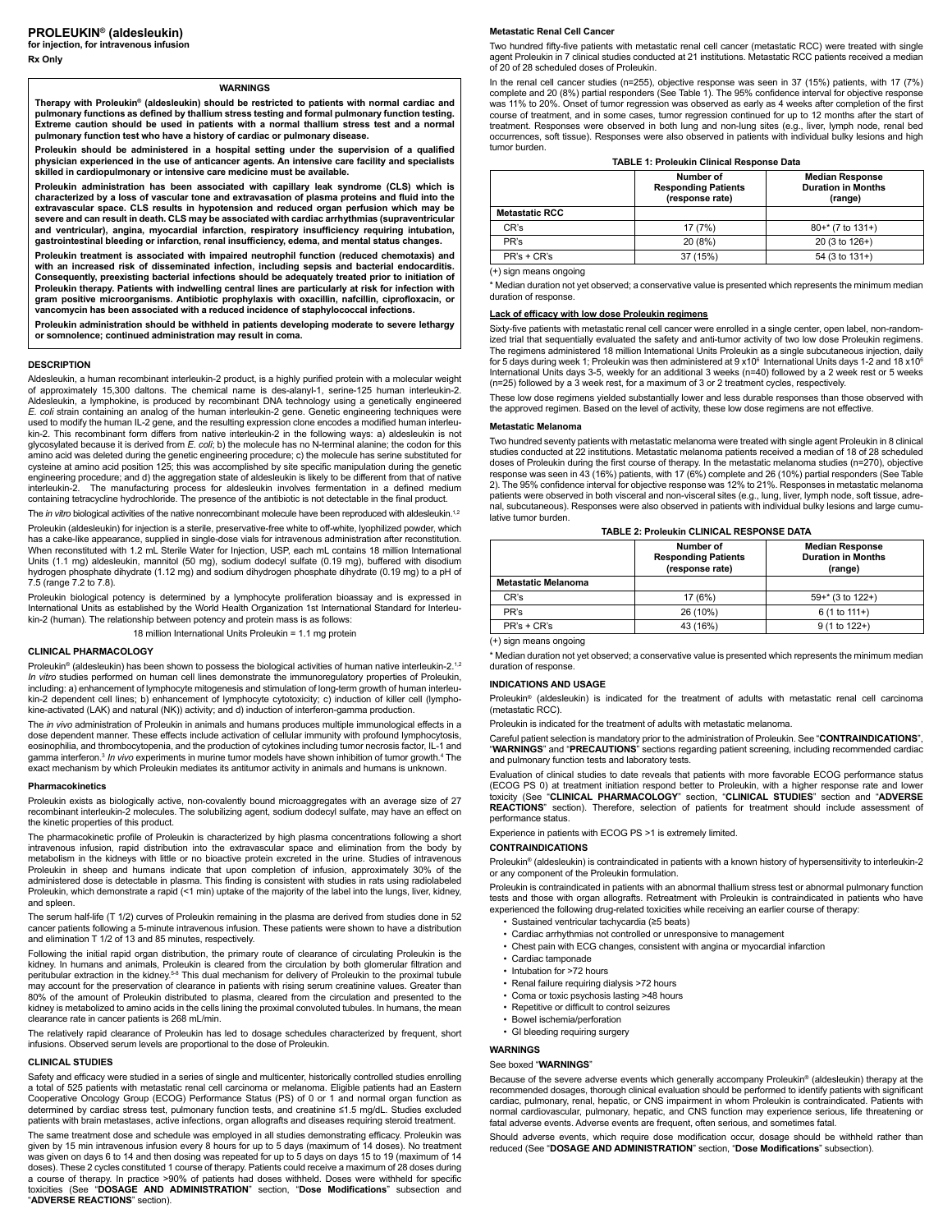# PROLEUKIN® (aldesleukin)

**for injection, for intravenous infusion**

**Rx Only**

**WARNINGS**

**Therapy with Proleukin® (aldesleukin) should be restricted to patients with normal cardiac and pulmonary functions as defined by thallium stress testing and formal pulmonary function testing. Extreme caution should be used in patients with a normal thallium stress test and a normal pulmonary function test who have a history of cardiac or pulmonary disease.**

**Proleukin should be administered in a hospital setting under the supervision of a qualified physician experienced in the use of anticancer agents. An intensive care facility and specialists skilled in cardiopulmonary or intensive care medicine must be available.**

**Proleukin administration has been associated with capillary leak syndrome (CLS) which is characterized by a loss of vascular tone and extravasation of plasma proteins and fluid into the extravascular space. CLS results in hypotension and reduced organ perfusion which may be severe and can result in death. CLS may be associated with cardiac arrhythmias (supraventricular and ventricular), angina, myocardial infarction, respiratory insufficiency requiring intubation, gastrointestinal bleeding or infarction, renal insufficiency, edema, and mental status changes.**

**Proleukin treatment is associated with impaired neutrophil function (reduced chemotaxis) and with an increased risk of disseminated infection, including sepsis and bacterial endocarditis. Consequently, preexisting bacterial infections should be adequately treated prior to initiation of Proleukin therapy. Patients with indwelling central lines are particularly at risk for infection with gram positive microorganisms. Antibiotic prophylaxis with oxacillin, nafcillin, ciprofloxacin, or vancomycin has been associated with a reduced incidence of staphylococcal infections.**

**Proleukin administration should be withheld in patients developing moderate to severe lethargy or somnolence; continued administration may result in coma.**

## DESCRIPTION

Aldesleukin, a human recombinant interleukin-2 product, is a highly purified protein with a molecular weight of approximately 15,300 daltons. The chemical name is des-alanyl-1, serine-125 human interleukin-2. Aldesleukin, a lymphokine, is produced by recombinant DNA technology using a genetically engineered *E. coli* strain containing an analog of the human interleukin-2 gene. Genetic engineering techniques were used to modify the human IL-2 gene, and the resulting expression clone encodes a modified human interleukin-2. This recombinant form differs from native interleukin-2 in the following ways: a) aldesleukin is not glycosylated because it is derived from *E. coli*; b) the molecule has no N-terminal alanine; the codon for this amino acid was deleted during the genetic engineering procedure; c) the molecule has serine substituted for cysteine at amino acid position 125; this was accomplished by site specific manipulation during the genetic engineering procedure; and d) the aggregation state of aldesleukin is likely to be different from that of native interleukin-2. The manufacturing process for aldesleukin involves fermentation in a defined medium containing tetracycline hydrochloride. The presence of the antibiotic is not detectable in the final product.

The *in vitro* biological activities of the native nonrecombinant molecule have been reproduced with aldesleukin.[1,2]

Proleukin (aldesleukin) for injection is a sterile, preservative-free white to off-white, lyophilized powder, which has a cake-like appearance, supplied in single-dose vials for intravenous administration after reconstitution. When reconstituted with 1.2 mL Sterile Water for Injection, USP, each mL contains 18 million International Units (1.1 mg) aldesleukin, mannitol (50 mg), sodium dodecyl sulfate (0.19 mg), buffered with disodium hydrogen phosphate dihydrate (1.12 mg) and sodium dihydrogen phosphate dihydrate (0.19 mg) to a pH of 7.5 (range 7.2 to 7.8).

Proleukin biological potency is determined by a lymphocyte proliferation bioassay and is expressed in International Units as established by the World Health Organization 1st International Standard for Interleukin-2 (human). The relationship between potency and protein mass is as follows:

18 million International Units Proleukin = 1.1 mg protein

## CLINICAL PHARMACOLOGY

Proleukin® (aldesleukin) has been shown to possess the biological activities of human native interleukin-2.[1,2] *In vitro* studies performed on human cell lines demonstrate the immunoregulatory properties of Proleukin, including: a) enhancement of lymphocyte mitogenesis and stimulation of long-term growth of human interleukin-2 dependent cell lines; b) enhancement of lymphocyte cytotoxicity; c) induction of killer cell (lymphokine-activated (LAK) and natural (NK)) activity; and d) induction of interferon-gamma production.

The *in vivo* administration of Proleukin in animals and humans produces multiple immunological effects in a dose dependent manner. These effects include activation of cellular immunity with profound lymphocytosis, eosinophilia, and thrombocytopenia, and the production of cytokines including tumor necrosis factor, IL-1 and gamma interferon.[3] *In vivo* experiments in murine tumor models have shown inhibition of tumor growth.[4] The exact mechanism by which Proleukin mediates its antitumor activity in animals and humans is unknown.

### Pharmacokinetics

Proleukin exists as biologically active, non-covalently bound microaggregates with an average size of 27 recombinant interleukin-2 molecules. The solubilizing agent, sodium dodecyl sulfate, may have an effect on the kinetic properties of this product.

The pharmacokinetic profile of Proleukin is characterized by high plasma concentrations following a short intravenous infusion, rapid distribution into the extravascular space and elimination from the body by metabolism in the kidneys with little or no bioactive protein excreted in the urine. Studies of intravenous Proleukin in sheep and humans indicate that upon completion of infusion, approximately 30% of the administered dose is detectable in plasma. This finding is consistent with studies in rats using radiolabeled Proleukin, which demonstrate a rapid (<1 min) uptake of the majority of the label into the lungs, liver, kidney, and spleen.

The serum half-life (T 1/2) curves of Proleukin remaining in the plasma are derived from studies done in 52 cancer patients following a 5-minute intravenous infusion. These patients were shown to have a distribution and elimination T 1/2 of 13 and 85 minutes, respectively.

Following the initial rapid organ distribution, the primary route of clearance of circulating Proleukin is the kidney. In humans and animals, Proleukin is cleared from the circulation by both glomerular filtration and peritubular extraction in the kidney.[5-8] This dual mechanism for delivery of Proleukin to the proximal tubule may account for the preservation of clearance in patients with rising serum creatinine values. Greater than 80% of the amount of Proleukin distributed to plasma, cleared from the circulation and presented to the kidney is metabolized to amino acids in the cells lining the proximal convoluted tubules. In humans, the mean clearance rate in cancer patients is 268 mL/min.

The relatively rapid clearance of Proleukin has led to dosage schedules characterized by frequent, short infusions. Observed serum levels are proportional to the dose of Proleukin.

## CLINICAL STUDIES

Safety and efficacy were studied in a series of single and multicenter, historically controlled studies enrolling a total of 525 patients with metastatic renal cell carcinoma or melanoma. Eligible patients had an Eastern Cooperative Oncology Group (ECOG) Performance Status (PS) of 0 or 1 and normal organ function as determined by cardiac stress test, pulmonary function tests, and creatinine ≤1.5 mg/dL. Studies excluded patients with brain metastases, active infections, organ allografts and diseases requiring steroid treatment.

The same treatment dose and schedule was employed in all studies demonstrating efficacy. Proleukin was given by 15 min intravenous infusion every 8 hours for up to 5 days (maximum of 14 doses). No treatment was given on days 6 to 14 and then dosing was repeated for up to 5 days on days 15 to 19 (maximum of 14 doses). These 2 cycles constituted 1 course of therapy. Patients could receive a maximum of 28 doses during a course of therapy. In practice >90% of patients had doses withheld. Doses were withheld for specific toxicities (See "**DOSAGE AND ADMINISTRATION**" section, "**Dose Modifications**" subsection and "**ADVERSE REACTIONS**" section).

### Metastatic Renal Cell Cancer

Two hundred fifty-five patients with metastatic renal cell cancer (metastatic RCC) were treated with single agent Proleukin in 7 clinical studies conducted at 21 institutions. Metastatic RCC patients received a median of 20 of 28 scheduled doses of Proleukin.

In the renal cell cancer studies (n=255), objective response was seen in 37 (15%) patients, with 17 (7%) complete and 20 (8%) partial responders (See Table 1). The 95% confidence interval for objective response was 11% to 20%. Onset of tumor regression was observed as early as 4 weeks after completion of the first course of treatment, and in some cases, tumor regression continued for up to 12 months after the start of treatment. Responses were observed in both lung and non-lung sites (e.g., liver, lymph node, renal bed occurrences, soft tissue). Responses were also observed in patients with individual bulky lesions and high tumor burden.

**TABLE 1: Proleukin Clinical Response Data**

| | Number of Responding Patients (response rate) | Median Response Duration in Months (range) |
|---|---|---|
| **Metastatic RCC** | | |
| CR's | 17 (7%) | 80+* (7 to 131+) |
| PR's | 20 (8%) | 20 (3 to 126+) |
| PR's + CR's | 37 (15%) | 54 (3 to 131+) |

(+) sign means ongoing

\* Median duration not yet observed; a conservative value is presented which represents the minimum median duration of response.

**Lack of efficacy with low dose Proleukin regimens**

Sixty-five patients with metastatic renal cell cancer were enrolled in a single center, open label, non-randomized trial that sequentially evaluated the safety and anti-tumor activity of two low dose Proleukin regimens. The regimens administered 18 million International Units Proleukin as a single subcutaneous injection, daily for 5 days during week 1; Proleukin was then administered at $9 \times 10^6$ International Units days 1-2 and $18 \times 10^6$ International Units days 3-5, weekly for an additional 3 weeks (n=40) followed by a 2 week rest or 5 weeks (n=25) followed by a 3 week rest, for a maximum of 3 or 2 treatment cycles, respectively.

These low dose regimens yielded substantially lower and less durable responses than those observed with the approved regimen. Based on the level of activity, these low dose regimens are not effective.

### Metastatic Melanoma

Two hundred seventy patients with metastatic melanoma were treated with single agent Proleukin in 8 clinical studies conducted at 22 institutions. Metastatic melanoma patients received a median of 18 of 28 scheduled doses of Proleukin during the first course of therapy. In the metastatic melanoma studies (n=270), objective response was seen in 43 (16%) patients, with 17 (6%) complete and 26 (10%) partial responders (See Table 2). The 95% confidence interval for objective response was 12% to 21%. Responses in metastatic melanoma patients were observed in both visceral and non-visceral sites (e.g., lung, liver, lymph node, soft tissue, adrenal, subcutaneous). Responses were also observed in patients with individual bulky lesions and large cumulative tumor burden.

**TABLE 2: Proleukin CLINICAL RESPONSE DATA**

| | Number of Responding Patients (response rate) | Median Response Duration in Months (range) |
|---|---|---|
| **Metastatic Melanoma** | | |
| CR's | 17 (6%) | 59+* (3 to 122+) |
| PR's | 26 (10%) | 6 (1 to 111+) |
| PR's + CR's | 43 (16%) | 9 (1 to 122+) |

(+) sign means ongoing

\* Median duration not yet observed; a conservative value is presented which represents the minimum median duration of response.

## INDICATIONS AND USAGE

Proleukin® (aldesleukin) is indicated for the treatment of adults with metastatic renal cell carcinoma (metastatic RCC).

Proleukin is indicated for the treatment of adults with metastatic melanoma.

Careful patient selection is mandatory prior to the administration of Proleukin. See "**CONTRAINDICATIONS**", "**WARNINGS**" and "**PRECAUTIONS**" sections regarding patient screening, including recommended cardiac and pulmonary function tests and laboratory tests.

Evaluation of clinical studies to date reveals that patients with more favorable ECOG performance status (ECOG PS 0) at treatment initiation respond better to Proleukin, with a higher response rate and lower toxicity (See "**CLINICAL PHARMACOLOGY**" section, "**CLINICAL STUDIES**" section and "**ADVERSE REACTIONS**" section). Therefore, selection of patients for treatment should include assessment of performance status.

Experience in patients with ECOG PS >1 is extremely limited.

## CONTRAINDICATIONS

Proleukin® (aldesleukin) is contraindicated in patients with a known history of hypersensitivity to interleukin-2 or any component of the Proleukin formulation.

Proleukin is contraindicated in patients with an abnormal thallium stress test or abnormal pulmonary function tests and those with organ allografts. Retreatment with Proleukin is contraindicated in patients who have experienced the following drug-related toxicities while receiving an earlier course of therapy:

- Sustained ventricular tachycardia (≥5 beats)
- Cardiac arrhythmias not controlled or unresponsive to management
- Chest pain with ECG changes, consistent with angina or myocardial infarction
- Cardiac tamponade
- Intubation for >72 hours
- Renal failure requiring dialysis >72 hours
- Coma or toxic psychosis lasting >48 hours
- Repetitive or difficult to control seizures
- Bowel ischemia/perforation
- GI bleeding requiring surgery

## WARNINGS

See boxed "**WARNINGS**"

Because of the severe adverse events which generally accompany Proleukin® (aldesleukin) therapy at the recommended dosages, thorough clinical evaluation should be performed to identify patients with significant cardiac, pulmonary, renal, hepatic, or CNS impairment in whom Proleukin is contraindicated. Patients with normal cardiovascular, pulmonary, hepatic, and CNS function may experience serious, life threatening or fatal adverse events. Adverse events are frequent, often serious, and sometimes fatal.

Should adverse events, which require dose modification occur, dosage should be withheld rather than reduced (See "**DOSAGE AND ADMINISTRATION**" section, "**Dose Modifications**" subsection).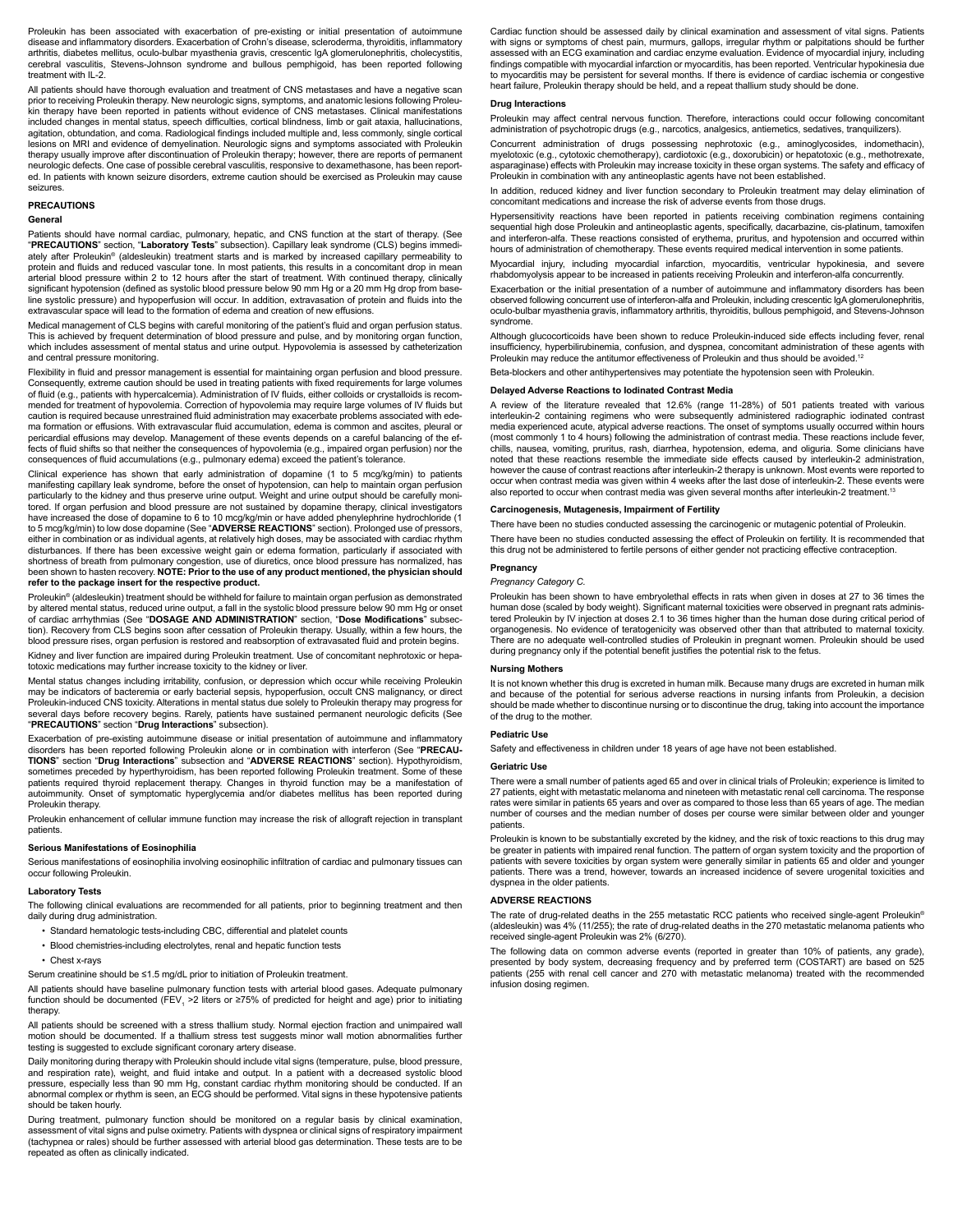Proleukin has been associated with exacerbation of pre-existing or initial presentation of autoimmune disease and inflammatory disorders. Exacerbation of Crohn's disease, scleroderma, thyroiditis, inflammatory arthritis, diabetes mellitus, oculo-bulbar myasthenia gravis, crescentic IgA glomerulonephritis, cholecystitis, cerebral vasculitis, Stevens-Johnson syndrome and bullous pemphigoid, has been reported following treatment with IL-2.

All patients should have thorough evaluation and treatment of CNS metastases and have a negative scan prior to receiving Proleukin therapy. New neurologic signs, symptoms, and anatomic lesions following Proleukin therapy have been reported in patients without evidence of CNS metastases. Clinical manifestations included changes in mental status, speech difficulties, cortical blindness, limb or gait ataxia, hallucinations, agitation, obtundation, and coma. Radiological findings included multiple and, less commonly, single cortical lesions on MRI and evidence of demyelination. Neurologic signs and symptoms associated with Proleukin therapy usually improve after discontinuation of Proleukin therapy; however, there are reports of permanent neurologic defects. One case of possible cerebral vasculitis, responsive to dexamethasone, has been reported. In patients with known seizure disorders, extreme caution should be exercised as Proleukin may cause seizures.

## PRECAUTIONS

### General

Patients should have normal cardiac, pulmonary, hepatic, and CNS function at the start of therapy. (See "**PRECAUTIONS**" section, "**Laboratory Tests**" subsection). Capillary leak syndrome (CLS) begins immediately after Proleukin® (aldesleukin) treatment starts and is marked by increased capillary permeability to protein and fluids and reduced vascular tone. In most patients, this results in a concomitant drop in mean arterial blood pressure within 2 to 12 hours after the start of treatment. With continued therapy, clinically significant hypotension (defined as systolic blood pressure below 90 mm Hg or a 20 mm Hg drop from baseline systolic pressure) and hypoperfusion will occur. In addition, extravasation of protein and fluids into the extravascular space will lead to the formation of edema and creation of new effusions.

Medical management of CLS begins with careful monitoring of the patient's fluid and organ perfusion status. This is achieved by frequent determination of blood pressure and pulse, and by monitoring organ function, which includes assessment of mental status and urine output. Hypovolemia is assessed by catheterization and central pressure monitoring.

Flexibility in fluid and pressor management is essential for maintaining organ perfusion and blood pressure. Consequently, extreme caution should be used in treating patients with fixed requirements for large volumes of fluid (e.g., patients with hypercalcemia). Administration of IV fluids, either colloids or crystalloids is recommended for treatment of hypovolemia. Correction of hypovolemia may require large volumes of IV fluids but caution is required because unrestrained fluid administration may exacerbate problems associated with edema formation or effusions. With extravascular fluid accumulation, edema is common and ascites, pleural or pericardial effusions may develop. Management of these events depends on a careful balancing of the effects of fluid shifts so that neither the consequences of hypovolemia (e.g., impaired organ perfusion) nor the consequences of fluid accumulations (e.g., pulmonary edema) exceed the patient's tolerance.

Clinical experience has shown that early administration of dopamine (1 to 5 mcg/kg/min) to patients manifesting capillary leak syndrome, before the onset of hypotension, can help to maintain organ perfusion particularly to the kidney and thus preserve urine output. Weight and urine output should be carefully monitored. If organ perfusion and blood pressure are not sustained by dopamine therapy, clinical investigators have increased the dose of dopamine to 6 to 10 mcg/kg/min or have added phenylephrine hydrochloride (1 to 5 mcg/kg/min) to low dose dopamine (See "**ADVERSE REACTIONS**" section). Prolonged use of pressors, either in combination or as individual agents, at relatively high doses, may be associated with cardiac rhythm disturbances. If there has been excessive weight gain or edema formation, particularly if associated with shortness of breath from pulmonary congestion, use of diuretics, once blood pressure has normalized, has been shown to hasten recovery. **NOTE: Prior to the use of any product mentioned, the physician should refer to the package insert for the respective product.**

Proleukin® (aldesleukin) treatment should be withheld for failure to maintain organ perfusion as demonstrated by altered mental status, reduced urine output, a fall in the systolic blood pressure below 90 mm Hg or onset of cardiac arrhythmias (See "**DOSAGE AND ADMINISTRATION**" section, "**Dose Modifications**" subsection). Recovery from CLS begins soon after cessation of Proleukin therapy. Usually, within a few hours, the blood pressure rises, organ perfusion is restored and reabsorption of extravasated fluid and protein begins.

Kidney and liver function are impaired during Proleukin treatment. Use of concomitant nephrotoxic or hepatotoxic medications may further increase toxicity to the kidney or liver.

Mental status changes including irritability, confusion, or depression which occur while receiving Proleukin may be indicators of bacteremia or early bacterial sepsis, hypoperfusion, occult CNS malignancy, or direct Proleukin-induced CNS toxicity. Alterations in mental status due solely to Proleukin therapy may progress for several days before recovery begins. Rarely, patients have sustained permanent neurologic deficits (See "**PRECAUTIONS**" section "**Drug Interactions**" subsection).

Exacerbation of pre-existing autoimmune disease or initial presentation of autoimmune and inflammatory disorders has been reported following Proleukin alone or in combination with interferon (See "**PRECAUTIONS**" section "**Drug Interactions**" subsection and "**ADVERSE REACTIONS**" section). Hypothyroidism, sometimes preceded by hyperthyroidism, has been reported following Proleukin treatment. Some of these patients required thyroid replacement therapy. Changes in thyroid function may be a manifestation of autoimmunity. Onset of symptomatic hyperglycemia and/or diabetes mellitus has been reported during Proleukin therapy.

Proleukin enhancement of cellular immune function may increase the risk of allograft rejection in transplant patients.

### Serious Manifestations of Eosinophilia

Serious manifestations of eosinophilia involving eosinophilic infiltration of cardiac and pulmonary tissues can occur following Proleukin.

### Laboratory Tests

The following clinical evaluations are recommended for all patients, prior to beginning treatment and then daily during drug administration.

- Standard hematologic tests-including CBC, differential and platelet counts
- Blood chemistries-including electrolytes, renal and hepatic function tests
- Chest x-rays

Serum creatinine should be ≤1.5 mg/dL prior to initiation of Proleukin treatment.

All patients should have baseline pulmonary function tests with arterial blood gases. Adequate pulmonary function should be documented ($FEV_1$ >2 liters or ≥75% of predicted for height and age) prior to initiating therapy.

All patients should be screened with a stress thallium study. Normal ejection fraction and unimpaired wall motion should be documented. If a thallium stress test suggests minor wall motion abnormalities further testing is suggested to exclude significant coronary artery disease.

Daily monitoring during therapy with Proleukin should include vital signs (temperature, pulse, blood pressure, and respiration rate), weight, and fluid intake and output. In a patient with a decreased systolic blood pressure, especially less than 90 mm Hg, constant cardiac rhythm monitoring should be conducted. If an abnormal complex or rhythm is seen, an ECG should be performed. Vital signs in these hypotensive patients should be taken hourly.

During treatment, pulmonary function should be monitored on a regular basis by clinical examination, assessment of vital signs and pulse oximetry. Patients with dyspnea or clinical signs of respiratory impairment (tachypnea or rales) should be further assessed with arterial blood gas determination. These tests are to be repeated as often as clinically indicated.

Cardiac function should be assessed daily by clinical examination and assessment of vital signs. Patients with signs or symptoms of chest pain, murmurs, gallops, irregular rhythm or palpitations should be further assessed with an ECG examination and cardiac enzyme evaluation. Evidence of myocardial injury, including findings compatible with myocardial infarction or myocarditis, has been reported. Ventricular hypokinesia due to myocarditis may be persistent for several months. If there is evidence of cardiac ischemia or congestive heart failure, Proleukin therapy should be held, and a repeat thallium study should be done.

### Drug Interactions

Proleukin may affect central nervous function. Therefore, interactions could occur following concomitant administration of psychotropic drugs (e.g., narcotics, analgesics, antiemetics, sedatives, tranquilizers).

Concurrent administration of drugs possessing nephrotoxic (e.g., aminoglycosides, indomethacin), myelotoxic (e.g., cytotoxic chemotherapy), cardiotoxic (e.g., doxorubicin) or hepatotoxic (e.g., methotrexate, asparaginase) effects with Proleukin may increase toxicity in these organ systems. The safety and efficacy of Proleukin in combination with any antineoplastic agents have not been established.

In addition, reduced kidney and liver function secondary to Proleukin treatment may delay elimination of concomitant medications and increase the risk of adverse events from those drugs.

Hypersensitivity reactions have been reported in patients receiving combination regimens containing sequential high dose Proleukin and antineoplastic agents, specifically, dacarbazine, cis-platinum, tamoxifen and interferon-alfa. These reactions consisted of erythema, pruritus, and hypotension and occurred within hours of administration of chemotherapy. These events required medical intervention in some patients.

Myocardial injury, including myocardial infarction, myocarditis, ventricular hypokinesia, and severe rhabdomyolysis appear to be increased in patients receiving Proleukin and interferon-alfa concurrently.

Exacerbation or the initial presentation of a number of autoimmune and inflammatory disorders has been observed following concurrent use of interferon-alfa and Proleukin, including crescentic IgA glomerulonephritis, oculo-bulbar myasthenia gravis, inflammatory arthritis, thyroiditis, bullous pemphigoid, and Stevens-Johnson syndrome.

Although glucocorticoids have been shown to reduce Proleukin-induced side effects including fever, renal insufficiency, hyperbilirubinemia, confusion, and dyspnea, concomitant administration of these agents with Proleukin may reduce the antitumor effectiveness of Proleukin and thus should be avoided.[12]

Beta-blockers and other antihypertensives may potentiate the hypotension seen with Proleukin.

### Delayed Adverse Reactions to Iodinated Contrast Media

A review of the literature revealed that 12.6% (range 11-28%) of 501 patients treated with various interleukin-2 containing regimens who were subsequently administered radiographic iodinated contrast media experienced acute, atypical adverse reactions. The onset of symptoms usually occurred within hours (most commonly 1 to 4 hours) following the administration of contrast media. These reactions include fever, chills, nausea, vomiting, pruritus, rash, diarrhea, hypotension, edema, and oliguria. Some clinicians have noted that these reactions resemble the immediate side effects caused by interleukin-2 administration, however the cause of contrast reactions after interleukin-2 therapy is unknown. Most events were reported to occur when contrast media was given within 4 weeks after the last dose of interleukin-2. These events were also reported to occur when contrast media was given several months after interleukin-2 treatment.[13]

### Carcinogenesis, Mutagenesis, Impairment of Fertility

There have been no studies conducted assessing the carcinogenic or mutagenic potential of Proleukin.

There have been no studies conducted assessing the effect of Proleukin on fertility. It is recommended that this drug not be administered to fertile persons of either gender not practicing effective contraception.

### Pregnancy

*Pregnancy Category C.*

Proleukin has been shown to have embryolethal effects in rats when given in doses at 27 to 36 times the human dose (scaled by body weight). Significant maternal toxicities were observed in pregnant rats administered Proleukin by IV injection at doses 2.1 to 36 times higher than the human dose during critical period of organogenesis. No evidence of teratogenicity was observed other than that attributed to maternal toxicity. There are no adequate well-controlled studies of Proleukin in pregnant women. Proleukin should be used during pregnancy only if the potential benefit justifies the potential risk to the fetus.

### Nursing Mothers

It is not known whether this drug is excreted in human milk. Because many drugs are excreted in human milk and because of the potential for serious adverse reactions in nursing infants from Proleukin, a decision should be made whether to discontinue nursing or to discontinue the drug, taking into account the importance of the drug to the mother.

### Pediatric Use

Safety and effectiveness in children under 18 years of age have not been established.

### Geriatric Use

There were a small number of patients aged 65 and over in clinical trials of Proleukin; experience is limited to 27 patients, eight with metastatic melanoma and nineteen with metastatic renal cell carcinoma. The response rates were similar in patients 65 years and over as compared to those less than 65 years of age. The median number of courses and the median number of doses per course were similar between older and younger patients.

Proleukin is known to be substantially excreted by the kidney, and the risk of toxic reactions to this drug may be greater in patients with impaired renal function. The pattern of organ system toxicity and the proportion of patients with severe toxicities by organ system were generally similar in patients 65 and older and younger patients. There was a trend, however, towards an increased incidence of severe urogenital toxicities and dyspnea in the older patients.

## ADVERSE REACTIONS

The rate of drug-related deaths in the 255 metastatic RCC patients who received single-agent Proleukin® (aldesleukin) was 4% (11/255); the rate of drug-related deaths in the 270 metastatic melanoma patients who received single-agent Proleukin was 2% (6/270).

The following data on common adverse events (reported in greater than 10% of patients, any grade), presented by body system, decreasing frequency and by preferred term (COSTART) are based on 525 patients (255 with renal cell cancer and 270 with metastatic melanoma) treated with the recommended infusion dosing regimen.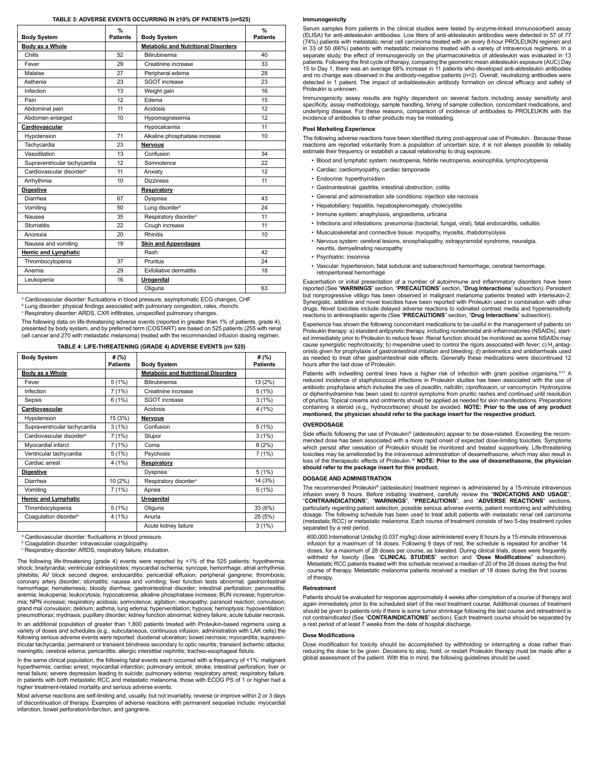**TABLE 3: ADVERSE EVENTS OCCURRING IN ≥10% OF PATIENTS (n=525)**

| Body System | % Patients | Body System | % Patients |
|---|---|---|---|
| **Body as a Whole** | | **Metabolic and Nutritional Disorders** | |
| Chills | 52 | Bilirubinemia | 40 |
| Fever | 29 | Creatinine increase | 33 |
| Malaise | 27 | Peripheral edema | 28 |
| Asthenia | 23 | SGOT increase | 23 |
| Infection | 13 | Weight gain | 16 |
| Pain | 12 | Edema | 15 |
| Abdominal pain | 11 | Acidosis | 12 |
| Abdomen enlarged | 10 | Hypomagnesemia | 12 |
| **Cardiovascular** | | Hypocalcemia | 11 |
| Hypotension | 71 | Alkaline phosphatase increase | 10 |
| Tachycardia | 23 | **Nervous** | |
| Vasodilation | 13 | Confusion | 34 |
| Supraventricular tachycardia | 12 | Somnolence | 22 |
| Cardiovascular disorder[a] | 11 | Anxiety | 12 |
| Arrhythmia | 10 | Dizziness | 11 |
| **Digestive** | | **Respiratory** | |
| Diarrhea | 67 | Dyspnea | 43 |
| Vomiting | 50 | Lung disorder[b] | 24 |
| Nausea | 35 | Respiratory disorder[c] | 11 |
| Stomatitis | 22 | Cough increase | 11 |
| Anorexia | 20 | Rhinitis | 10 |
| Nausea and vomiting | 19 | **Skin and Appendages** | |
| **Hemic and Lymphatic** | | Rash | 42 |
| Thrombocytopenia | 37 | Pruritus | 24 |
| Anemia | 29 | Exfoliative dermatitis | 18 |
| Leukopenia | 16 | **Urogenital** | |
| | | Oliguria | 63 |

[a] Cardiovascular disorder: fluctuations in blood pressure, asymptomatic ECG changes, CHF.
[b] Lung disorder: physical findings associated with pulmonary congestion, rales, rhonchi.
[c] Respiratory disorder: ARDS, CXR infiltrates, unspecified pulmonary changes.

The following data on life-threatening adverse events (reported in greater than 1% of patients, grade 4), presented by body system, and by preferred term (COSTART) are based on 525 patients (255 with renal cell cancer and 270 with metastatic melanoma) treated with the recommended infusion dosing regimen.

**TABLE 4: LIFE-THREATENING (GRADE 4) ADVERSE EVENTS (n= 525)**

| Body System | # (%) Patients | Body System | # (%) Patients |
|---|---|---|---|
| **Body as a Whole** | | **Metabolic and Nutritional Disorders** | |
| Fever | 5 (1%) | Bilirubinemia | 13 (2%) |
| Infection | 7 (1%) | Creatinine increase | 5 (1%) |
| Sepsis | 6 (1%) | SGOT increase | 3 (1%) |
| **Cardiovascular** | | Acidosis | 4 (1%) |
| Hypotension | 15 (3%) | **Nervous** | |
| Supraventricular tachycardia | 3 (1%) | Confusion | 5 (1%) |
| Cardiovascular disorder[a] | 7 (1%) | Stupor | 3 (1%) |
| Myocardial infarct | 7 (1%) | Coma | 8 (2%) |
| Ventricular tachycardia | 5 (1%) | Psychosis | 7 (1%) |
| Cardiac arrest | 4 (1%) | **Respiratory** | |
| **Digestive** | | Dyspnea | 5 (1%) |
| Diarrhea | 10 (2%) | Respiratory disorder[c] | 14 (3%) |
| Vomiting | 7 (1%) | Apnea | 5 (1%) |
| **Hemic and Lymphatic** | | **Urogenital** | |
| Thrombocytopenia | 5 (1%) | Oliguria | 33 (6%) |
| Coagulation disorder[b] | 4 (1%) | Anuria | 25 (5%) |
| | | Acute kidney failure | 3 (1%) |

[a] Cardiovascular disorder: fluctuations in blood pressure.
[b] Coagulation disorder: intravascular coagulopathy.
[c] Respiratory disorder: ARDS, respiratory failure, intubation.

The following life-threatening (grade 4) events were reported by <1% of the 525 patients: hypothermia; shock; bradycardia; ventricular extrasystoles; myocardial ischemia; syncope; hemorrhage; atrial arrhythmia; phlebitis; AV block second degree; endocarditis; pericardial effusion; peripheral gangrene; thrombosis; coronary artery disorder; stomatitis; nausea and vomiting; liver function tests abnormal; gastrointestinal hemorrhage; hematemesis; bloody diarrhea; gastrointestinal disorder; intestinal perforation; pancreatitis; anemia; leukopenia; leukocytosis; hypocalcemia; alkaline phosphatase increase; BUN increase; hyperuricemia; NPN increase; respiratory acidosis; somnolence; agitation; neuropathy; paranoid reaction; convulsion; grand mal convulsion; delirium; asthma, lung edema; hyperventilation; hypoxia; hemoptysis; hypoventilation; pneumothorax; mydriasis; pupillary disorder; kidney function abnormal; kidney failure; acute tubular necrosis.

In an additional population of greater than 1,800 patients treated with Proleukin-based regimens using a variety of doses and schedules (e.g., subcutaneous, continuous infusion, administration with LAK cells) the following serious adverse events were reported: duodenal ulceration; bowel necrosis; myocarditis; supraventricular tachycardia; permanent or transient blindness secondary to optic neuritis; transient ischemic attacks; meningitis; cerebral edema; pericarditis; allergic interstitial nephritis; tracheo-esophageal fistula.

In the same clinical population, the following fatal events each occurred with a frequency of <1%: malignant hyperthermia; cardiac arrest; myocardial infarction; pulmonary emboli; stroke; intestinal perforation; liver or renal failure; severe depression leading to suicide; pulmonary edema; respiratory arrest; respiratory failure. In patients with both metastatic RCC and metastatic melanoma, those with ECOG PS of 1 or higher had a higher treatment-related mortality and serious adverse events.

Most adverse reactions are self-limiting and, usually, but not invariably, reverse or improve within 2 or 3 days of discontinuation of therapy. Examples of adverse reactions with permanent sequelae include: myocardial infarction, bowel perforation/infarction, and gangrene.

### Immunogenicity

Serum samples from patients in the clinical studies were tested by enzyme-linked immunosorbent assay (ELISA) for anti-aldesleukin antibodies. Low titers of anti-aldesleukin antibodies were detected in 57 of 77 (74%) patients with metastatic renal cell carcinoma treated with an every 8-hour PROLEUKIN regimen and in 33 of 50 (66%) patients with metastatic melanoma treated with a variety of intravenous regimens. In a separate study, the effect of immunogenicity on the pharmacokinetics of aldesleukin was evaluated in 13 patients. Following the first cycle of therapy, comparing the geometric mean aldesleukin exposure (AUC) Day 15 to Day 1, there was an average 68% increase in 11 patients who developed anti-aldesleukin antibodies and no change was observed in the antibody-negative patients (n=2). Overall, neutralizing antibodies were detected in 1 patient. The impact of antialdesleukin antibody formation on clinical efficacy and safety of Proleukin is unknown.

Immunogenicity assay results are highly dependent on several factors including assay sensitivity and specificity, assay methodology, sample handling, timing of sample collection, concomitant medications, and underlying disease. For these reasons, comparison of incidence of antibodies to PROLEUKIN with the incidence of antibodies to other products may be misleading.

### Post Marketing Experience

The following adverse reactions have been identified during post-approval use of Proleukin. Because these reactions are reported voluntarily from a population of uncertain size, it is not always possible to reliably estimate their frequency or establish a causal relationship to drug exposure.

- Blood and lymphatic system: neutropenia, febrile neutropenia, eosinophilia, lymphocytopenia
- Cardiac: cardiomyopathy, cardiac tamponade
- Endocrine: hyperthyroidism
- Gastrointestinal: gastritis, intestinal obstruction, colitis
- General and administration site conditions: injection site necrosis
- Hepatobiliary: hepatitis, hepatosplenomegaly, cholecystitis
- Immune system: anaphylaxis, angioedema, urticaria
- Infections and infestations: pneumonia (bacterial, fungal, viral), fatal endocarditis, cellulitis
- Musculoskeletal and connective tissue: myopathy, myositis, rhabdomyolysis
- Nervous system: cerebral lesions, encephalopathy, extrapyramidal syndrome, neuralgia, neuritis, demyelinating neuropathy
- Psychiatric: insomnia
- Vascular: hypertension, fatal subdural and subarachnoid hemorrhage, cerebral hemorrhage, retroperitoneal hemorrhage

Exacerbation or initial presentation of a number of autoimmune and inflammatory disorders have been reported (See "**WARNINGS**" section, "**PRECAUTIONS**" section, "**Drug Interactions**" subsection). Persistent but nonprogressive vitiligo has been observed in malignant melanoma patients treated with interleukin-2. Synergistic, additive and novel toxicities have been reported with Proleukin used in combination with other drugs. Novel toxicities include delayed adverse reactions to iodinated contrast media and hypersensitivity reactions to antineoplastic agents (See "**PRECAUTIONS**" section, "**Drug Interactions**" subsection).

Experience has shown the following concomitant medications to be useful in the management of patients on Proleukin therapy: a) standard antipyretic therapy, including nonsteroidal anti-inflammatories (NSAIDs), started immediately prior to Proleukin to reduce fever. Renal function should be monitored as some NSAIDs may cause synergistic nephrotoxicity; b) meperidine used to control the rigors associated with fever; c) $H_2$ antagonists given for prophylaxis of gastrointestinal irritation and bleeding; d) antiemetics and antidiarrheals used as needed to treat other gastrointestinal side effects. Generally these medications were discontinued 12 hours after the last dose of Proleukin.

Patients with indwelling central lines have a higher risk of infection with gram positive organisms.[9-11] A reduced incidence of staphylococcal infections in Proleukin studies has been associated with the use of antibiotic prophylaxis which includes the use of oxacillin, nafcillin, ciprofloxacin, or vancomycin. Hydroxyzine or diphenhydramine has been used to control symptoms from pruritic rashes and continued until resolution of pruritus. Topical creams and ointments should be applied as needed for skin manifestations. Preparations containing a steroid (e.g., hydrocortisone) should be avoided. **NOTE: Prior to the use of any product mentioned, the physician should refer to the package insert for the respective product.**

## OVERDOSAGE

Side effects following the use of Proleukin® (aldesleukin) appear to be dose-related. Exceeding the recommended dose has been associated with a more rapid onset of expected dose-limiting toxicities. Symptoms which persist after cessation of Proleukin should be monitored and treated supportively. Life-threatening toxicities may be ameliorated by the intravenous administration of dexamethasone, which may also result in loss of the therapeutic effects of Proleukin.[12] **NOTE: Prior to the use of dexamethasone, the physician should refer to the package insert for this product.**

## DOSAGE AND ADMINISTRATION

The recommended Proleukin® (aldesleukin) treatment regimen is administered by a 15-minute intravenous infusion every 8 hours. Before initiating treatment, carefully review the "**INDICATIONS AND USAGE**", "**CONTRAINDICATIONS**", "**WARNINGS**", "**PRECAUTIONS**", and "**ADVERSE REACTIONS**" sections, particularly regarding patient selection, possible serious adverse events, patient monitoring and withholding dosage. The following schedule has been used to treat adult patients with metastatic renal cell carcinoma (metastatic RCC) or metastatic melanoma. Each course of treatment consists of two 5-day treatment cycles separated by a rest period.

600,000 International Units/kg (0.037 mg/kg) dose administered every 8 hours by a 15-minute intravenous infusion for a maximum of 14 doses. Following 9 days of rest, the schedule is repeated for another 14 doses, for a maximum of 28 doses per course, as tolerated. During clinical trials, doses were frequently withheld for toxicity (See "**CLINICAL STUDIES**" section and "**Dose Modifications**" subsection). Metastatic RCC patients treated with this schedule received a median of 20 of the 28 doses during the first course of therapy. Metastatic melanoma patients received a median of 18 doses during the first course of therapy.

### Retreatment

Patients should be evaluated for response approximately 4 weeks after completion of a course of therapy and again immediately prior to the scheduled start of the next treatment course. Additional courses of treatment should be given to patients only if there is some tumor shrinkage following the last course and retreatment is not contraindicated (See "**CONTRAINDICATIONS**" section). Each treatment course should be separated by a rest period of at least 7 weeks from the date of hospital discharge.

### Dose Modifications

Dose modification for toxicity should be accomplished by withholding or interrupting a dose rather than reducing the dose to be given. Decisions to stop, hold, or restart Proleukin therapy must be made after a global assessment of the patient. With this in mind, the following guidelines should be used: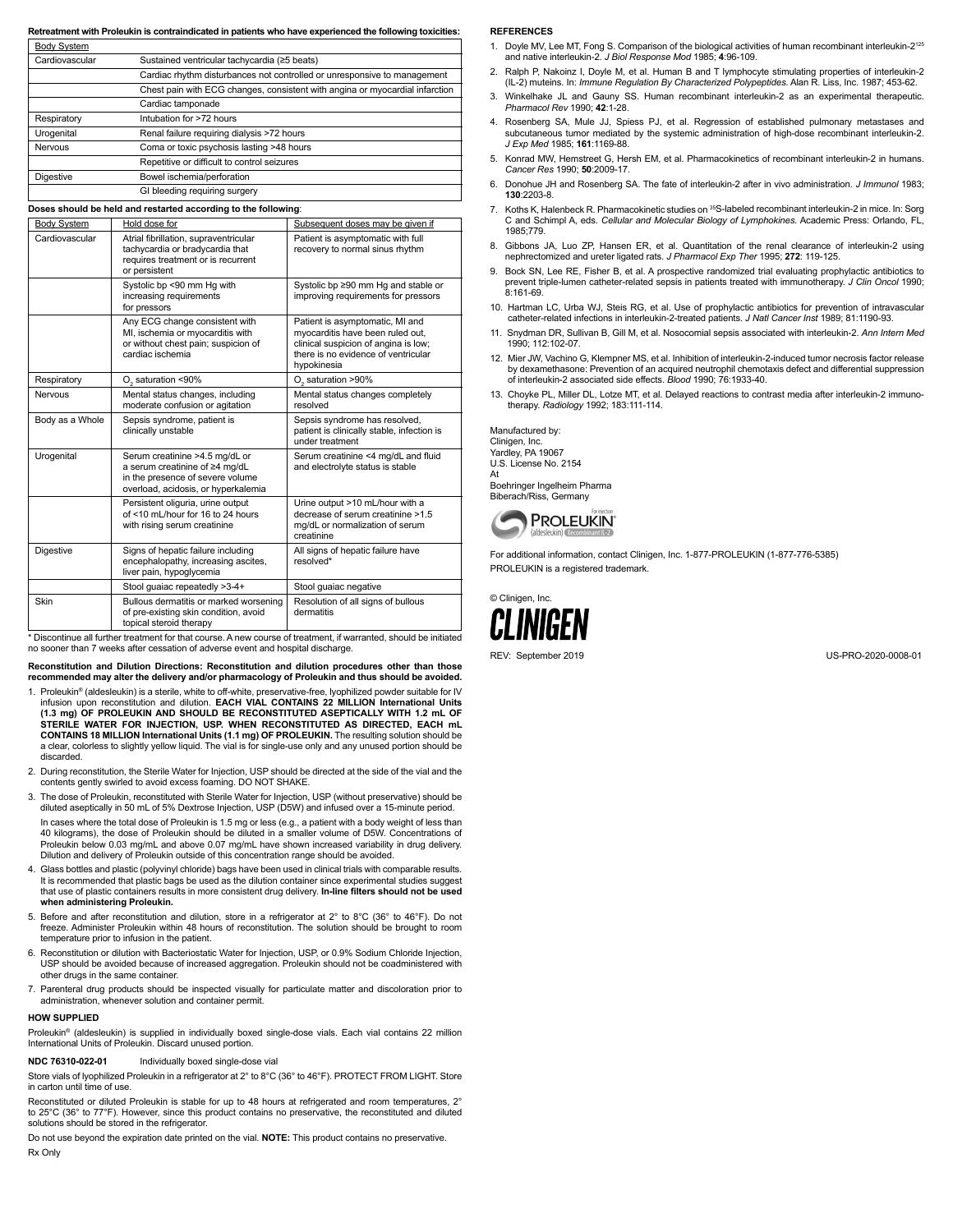**Retreatment with Proleukin is contraindicated in patients who have experienced the following toxicities:**

| Body System | |
|---|---|
| Cardiovascular | Sustained ventricular tachycardia (≥5 beats) |
| | Cardiac rhythm disturbances not controlled or unresponsive to management |
| | Chest pain with ECG changes, consistent with angina or myocardial infarction |
| | Cardiac tamponade |
| Respiratory | Intubation for >72 hours |
| Urogenital | Renal failure requiring dialysis >72 hours |
| Nervous | Coma or toxic psychosis lasting >48 hours |
| | Repetitive or difficult to control seizures |
| Digestive | Bowel ischemia/perforation |
| | GI bleeding requiring surgery |

**Doses should be held and restarted according to the following**:

| Body System | Hold dose for | Subsequent doses may be given if |
|---|---|---|
| Cardiovascular | Atrial fibrillation, supraventricular tachycardia or bradycardia that requires treatment or is recurrent or persistent | Patient is asymptomatic with full recovery to normal sinus rhythm |
| | Systolic bp <90 mm Hg with increasing requirements for pressors | Systolic bp ≥90 mm Hg and stable or improving requirements for pressors |
| | Any ECG change consistent with MI, ischemia or myocarditis with or without chest pain; suspicion of cardiac ischemia | Patient is asymptomatic, MI and myocarditis have been ruled out, clinical suspicion of angina is low; there is no evidence of ventricular hypokinesia |
| Respiratory | $O_2$ saturation <90% | $O_2$ saturation >90% |
| Nervous | Mental status changes, including moderate confusion or agitation | Mental status changes completely resolved |
| Body as a Whole | Sepsis syndrome, patient is clinically unstable | Sepsis syndrome has resolved, patient is clinically stable, infection is under treatment |
| Urogenital | Serum creatinine >4.5 mg/dL or a serum creatinine of ≥4 mg/dL in the presence of severe volume overload, acidosis, or hyperkalemia | Serum creatinine <4 mg/dL and fluid and electrolyte status is stable |
| | Persistent oliguria, urine output of <10 mL/hour for 16 to 24 hours with rising serum creatinine | Urine output >10 mL/hour with a decrease of serum creatinine >1.5 mg/dL or normalization of serum creatinine |
| Digestive | Signs of hepatic failure including encephalopathy, increasing ascites, liver pain, hypoglycemia | All signs of hepatic failure have resolved* |
| | Stool guaiac repeatedly >3-4+ | Stool guaiac negative |
| Skin | Bullous dermatitis or marked worsening of pre-existing skin condition, avoid topical steroid therapy | Resolution of all signs of bullous dermatitis |

\* Discontinue all further treatment for that course. A new course of treatment, if warranted, should be initiated no sooner than 7 weeks after cessation of adverse event and hospital discharge.

**Reconstitution and Dilution Directions: Reconstitution and dilution procedures other than those recommended may alter the delivery and/or pharmacology of Proleukin and thus should be avoided.**

1. Proleukin® (aldesleukin) is a sterile, white to off-white, preservative-free, lyophilized powder suitable for IV infusion upon reconstitution and dilution. **EACH VIAL CONTAINS 22 MILLION International Units (1.3 mg) OF PROLEUKIN AND SHOULD BE RECONSTITUTED ASEPTICALLY WITH 1.2 mL OF STERILE WATER FOR INJECTION, USP. WHEN RECONSTITUTED AS DIRECTED, EACH mL CONTAINS 18 MILLION International Units (1.1 mg) OF PROLEUKIN.** The resulting solution should be a clear, colorless to slightly yellow liquid. The vial is for single-use only and any unused portion should be discarded.
2. During reconstitution, the Sterile Water for Injection, USP should be directed at the side of the vial and the contents gently swirled to avoid excess foaming. DO NOT SHAKE.
3. The dose of Proleukin, reconstituted with Sterile Water for Injection, USP (without preservative) should be diluted aseptically in 50 mL of 5% Dextrose Injection, USP (D5W) and infused over a 15-minute period.

   In cases where the total dose of Proleukin is 1.5 mg or less (e.g., a patient with a body weight of less than 40 kilograms), the dose of Proleukin should be diluted in a smaller volume of D5W. Concentrations of Proleukin below 0.03 mg/mL and above 0.07 mg/mL have shown increased variability in drug delivery. Dilution and delivery of Proleukin outside of this concentration range should be avoided.
4. Glass bottles and plastic (polyvinyl chloride) bags have been used in clinical trials with comparable results. It is recommended that plastic bags be used as the dilution container since experimental studies suggest that use of plastic containers results in more consistent drug delivery. **In-line filters should not be used when administering Proleukin.**
5. Before and after reconstitution and dilution, store in a refrigerator at 2° to 8°C (36° to 46°F). Do not freeze. Administer Proleukin within 48 hours of reconstitution. The solution should be brought to room temperature prior to infusion in the patient.
6. Reconstitution or dilution with Bacteriostatic Water for Injection, USP, or 0.9% Sodium Chloride Injection, USP should be avoided because of increased aggregation. Proleukin should not be coadministered with other drugs in the same container.
7. Parenteral drug products should be inspected visually for particulate matter and discoloration prior to administration, whenever solution and container permit.

## HOW SUPPLIED

Proleukin® (aldesleukin) is supplied in individually boxed single-dose vials. Each vial contains 22 million International Units of Proleukin. Discard unused portion.

**NDC 76310-022-01** Individually boxed single-dose vial

Store vials of lyophilized Proleukin in a refrigerator at 2° to 8°C (36° to 46°F). PROTECT FROM LIGHT. Store in carton until time of use.

Reconstituted or diluted Proleukin is stable for up to 48 hours at refrigerated and room temperatures, 2° to 25°C (36° to 77°F). However, since this product contains no preservative, the reconstituted and diluted solutions should be stored in the refrigerator.

Do not use beyond the expiration date printed on the vial. **NOTE:** This product contains no preservative.

Rx Only

## REFERENCES

1. Doyle MV, Lee MT, Fong S. Comparison of the biological activities of human recombinant interleukin-2[125] and native interleukin-2. *J Biol Response Mod* 1985; **4**:96-109.
2. Ralph P, Nakoinz I, Doyle M, et al. Human B and T lymphocyte stimulating properties of interleukin-2 (IL-2) muteins. In: *Immune Regulation By Characterized Polypeptides.* Alan R. Liss, Inc. 1987; 453-62.
3. Winkelhake JL and Gauny SS. Human recombinant interleukin-2 as an experimental therapeutic. *Pharmacol Rev* 1990; **42**:1-28.
4. Rosenberg SA, Mule JJ, Spiess PJ, et al. Regression of established pulmonary metastases and subcutaneous tumor mediated by the systemic administration of high-dose recombinant interleukin-2. *J Exp Med* 1985; **161**:1169-88.
5. Konrad MW, Hemstreet G, Hersh EM, et al. Pharmacokinetics of recombinant interleukin-2 in humans. *Cancer Res* 1990; **50**:2009-17.
6. Donohue JH and Rosenberg SA. The fate of interleukin-2 after in vivo administration. *J Immunol* 1983; **130**:2203-8.
7. Koths K, Halenbeck R. Pharmacokinetic studies on $^{35}$S-labeled recombinant interleukin-2 in mice. In: Sorg C and Schimpl A, eds. *Cellular and Molecular Biology of Lymphokines.* Academic Press: Orlando, FL, 1985;779.
8. Gibbons JA, Luo ZP, Hansen ER, et al. Quantitation of the renal clearance of interleukin-2 using nephrectomized and ureter ligated rats. *J Pharmacol Exp Ther* 1995; **272**: 119-125.
9. Bock SN, Lee RE, Fisher B, et al. A prospective randomized trial evaluating prophylactic antibiotics to prevent triple-lumen catheter-related sepsis in patients treated with immunotherapy. *J Clin Oncol* 1990; 8:161-69.
10. Hartman LC, Urba WJ, Steis RG, et al. Use of prophylactic antibiotics for prevention of intravascular catheter-related infections in interleukin-2-treated patients. *J Natl Cancer Inst* 1989; 81:1190-93.
11. Snydman DR, Sullivan B, Gill M, et al. Nosocomial sepsis associated with interleukin-2. *Ann Intern Med* 1990; 112:102-07.
12. Mier JW, Vachino G, Klempner MS, et al. Inhibition of interleukin-2-induced tumor necrosis factor release by dexamethasone: Prevention of an acquired neutrophil chemotaxis defect and differential suppression of interleukin-2 associated side effects. *Blood* 1990; 76:1933-40.
13. Choyke PL, Miller DL, Lotze MT, et al. Delayed reactions to contrast media after interleukin-2 immunotherapy. *Radiology* 1992; 183:111-114.

Manufactured by:
Clinigen, Inc.
Yardley, PA 19067
U.S. License No. 2154
At
Boehringer Ingelheim Pharma
Biberach/Riss, Germany

PROLEUKIN® For injection (aldesleukin) Recombinant IL-2

For additional information, contact Clinigen, Inc. 1-877-PROLEUKIN (1-877-776-5385)
PROLEUKIN is a registered trademark.

© Clinigen, Inc.

CLINIGEN

REV: September 2019 US-PRO-2020-0008-01